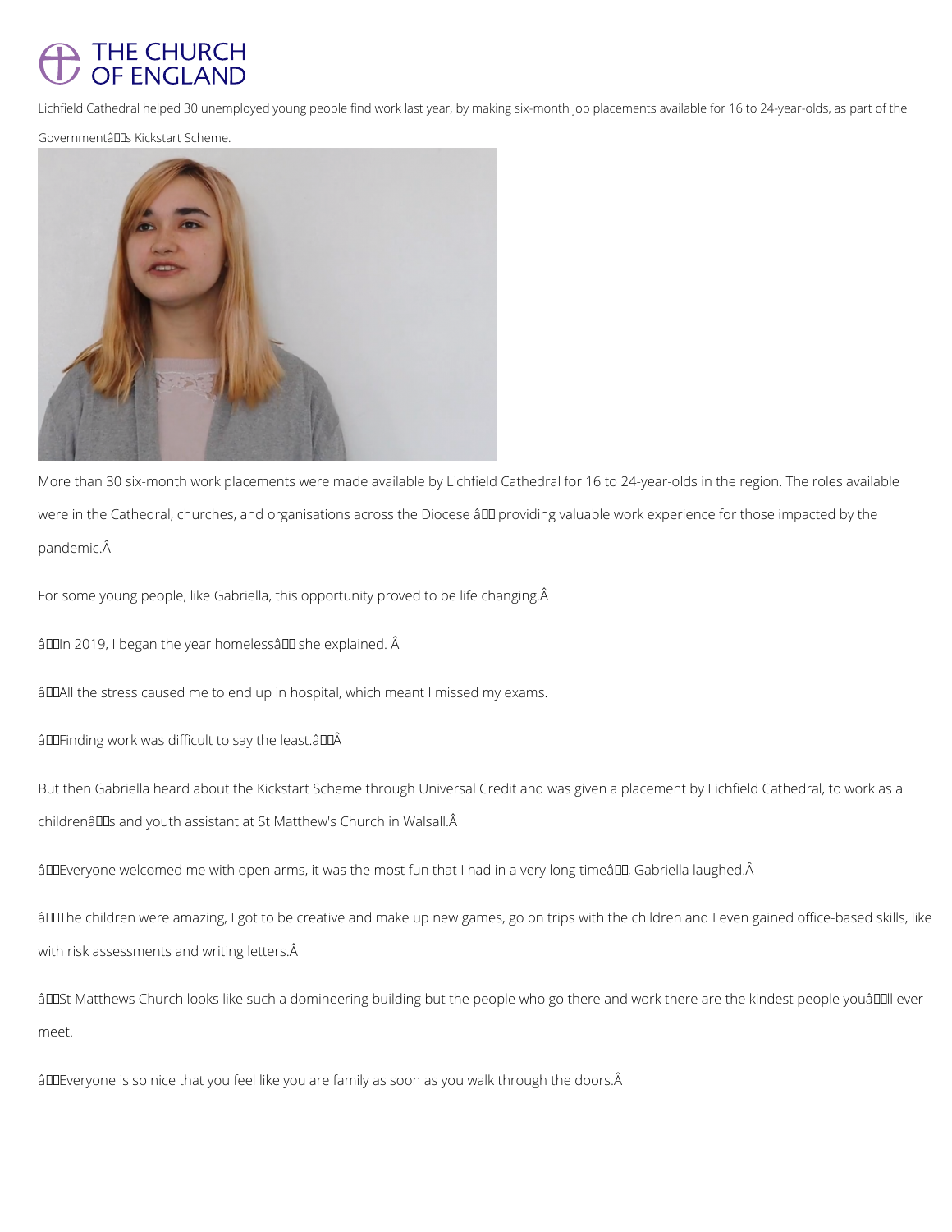Lichfield Cathedral helped 30 unemployed young people find work last year, by making six-month job placements available for 16 to 24-year-olds, as part of the Government's Kickstart Scheme.

More than 30 six-month work placements were made available by Lichfield Cathedral for 16 to 24-year-olds in the region. The roles available were in the Cathedral, churches, and organisations across the Diocese – providing valuable work experience for those impacted by the pandemic.

For some young people, like Gabriella, this opportunity proved to be life changing.

"In 2019, I began the year homeless" she explained.

"All the stress caused me to end up in hospital, which meant I missed my exams.

"Finding work was difficult to say the least."

But then Gabriella heard about the Kickstart Scheme through Universal Credit and was given a placement by Lichfield Cathedral, to work as a children's and youth assistant at St Matthew's Church in Walsall.

"Everyone welcomed me with open arms, it was the most fun that I had in a very long time", Gabriella laughed.

"The children were amazing, I got to be creative and make up new games, go on trips with the children and I even gained office-based skills, like with risk assessments and writing letters.

"St Matthews Church looks like such a domineering building but the people who go there and work there are the kindest people you'll ever meet.

"Everyone is so nice that you feel like you are family as soon as you walk through the doors.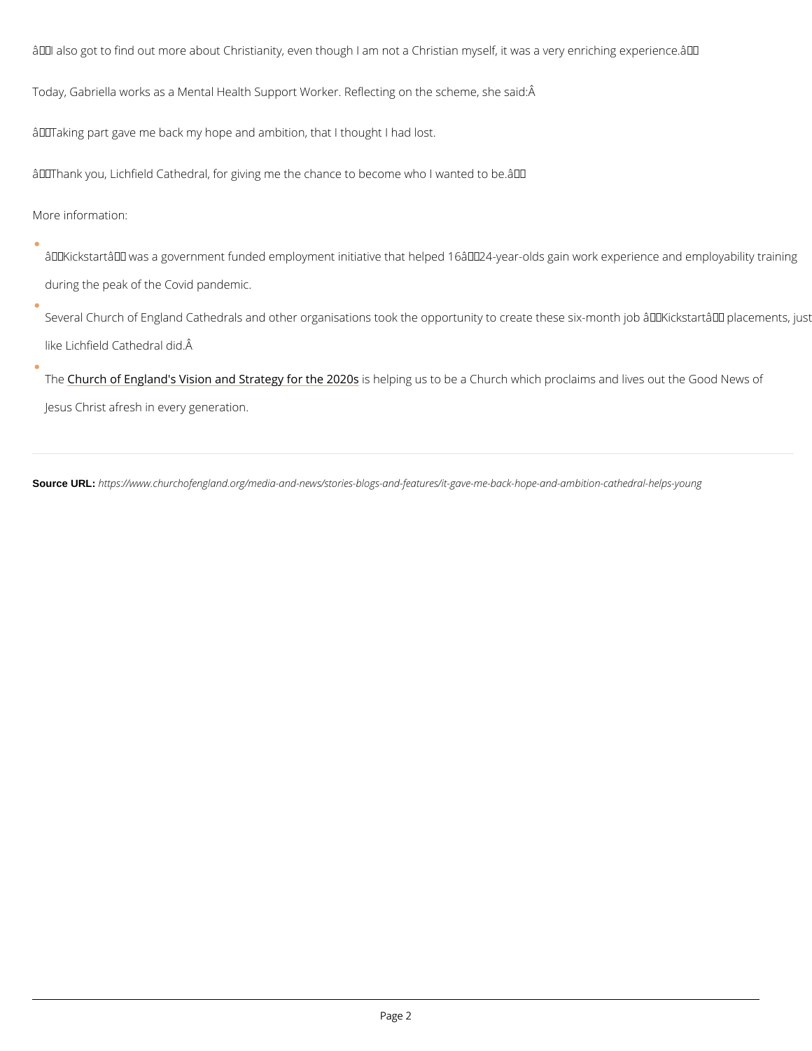â€œI also got to find out more about Christianity, even though I am not a Christian myself, it was a very enriching experience.â€

Today, Gabriella works as a Mental Health Support Worker. Reflecting on the scheme, she said: 

â€œTaking part gave me back my hope and ambition, that I thought I had lost.

â€œThank you, Lichfield Cathedral, for giving me the chance to become who I wanted to be.â€

More information:

- â€˜Kickstartâ€™ was a government funded employment initiative that helped 16â€“24-year-olds gain work experience and employability training during the peak of the Covid pandemic.
- Several Church of England Cathedrals and other organisations took the opportunity to create these six-month job â€˜Kickstartâ€™ placements, just like Lichfield Cathedral did. 
- The Church of England's Vision and Strategy for the 2020s is helping us to be a Church which proclaims and lives out the Good News of Jesus Christ afresh in every generation.

---

**Source URL:** *https://www.churchofengland.org/media-and-news/stories-blogs-and-features/it-gave-me-back-hope-and-ambition-cathedral-helps-young*